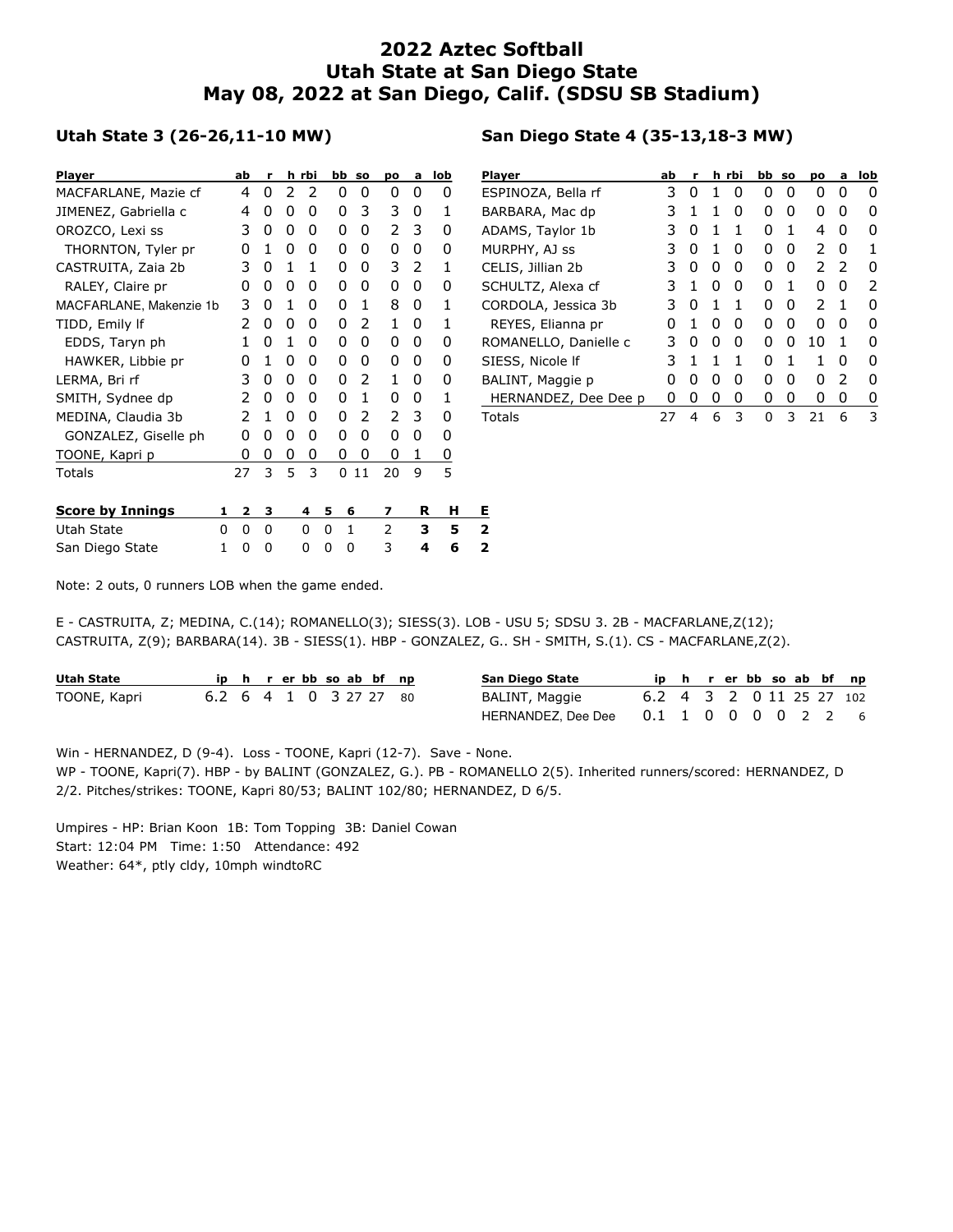# 2022 Aztec Softball
# Utah State at San Diego State
# May 08, 2022 at San Diego, Calif. (SDSU SB Stadium)

### Utah State 3 (26-26,11-10 MW)

| Player | ab | r | h | rbi | bb | so | po | a | lob |
|---|---|---|---|---|---|---|---|---|---|
| MACFARLANE, Mazie cf | 4 | 0 | 2 | 2 | 0 | 0 | 0 | 0 | 0 |
| JIMENEZ, Gabriella c | 4 | 0 | 0 | 0 | 0 | 3 | 3 | 0 | 1 |
| OROZCO, Lexi ss | 3 | 0 | 0 | 0 | 0 | 0 | 2 | 3 | 0 |
| THORNTON, Tyler pr | 0 | 1 | 0 | 0 | 0 | 0 | 0 | 0 | 0 |
| CASTRUITA, Zaia 2b | 3 | 0 | 1 | 1 | 0 | 0 | 3 | 2 | 1 |
| RALEY, Claire pr | 0 | 0 | 0 | 0 | 0 | 0 | 0 | 0 | 0 |
| MACFARLANE, Makenzie 1b | 3 | 0 | 1 | 0 | 0 | 1 | 8 | 0 | 1 |
| TIDD, Emily lf | 2 | 0 | 0 | 0 | 0 | 2 | 1 | 0 | 1 |
| EDDS, Taryn ph | 1 | 0 | 1 | 0 | 0 | 0 | 0 | 0 | 0 |
| HAWKER, Libbie pr | 0 | 1 | 0 | 0 | 0 | 0 | 0 | 0 | 0 |
| LERMA, Bri rf | 3 | 0 | 0 | 0 | 0 | 2 | 1 | 0 | 0 |
| SMITH, Sydnee dp | 2 | 0 | 0 | 0 | 0 | 1 | 0 | 0 | 1 |
| MEDINA, Claudia 3b | 2 | 1 | 0 | 0 | 0 | 2 | 2 | 3 | 0 |
| GONZALEZ, Giselle ph | 0 | 0 | 0 | 0 | 0 | 0 | 0 | 0 | 0 |
| TOONE, Kapri p | 0 | 0 | 0 | 0 | 0 | 0 | 0 | 1 | 0 |
| Totals | 27 | 3 | 5 | 3 | 0 | 11 | 20 | 9 | 5 |

### San Diego State 4 (35-13,18-3 MW)

| Player | ab | r | h | rbi | bb | so | po | a | lob |
|---|---|---|---|---|---|---|---|---|---|
| ESPINOZA, Bella rf | 3 | 0 | 1 | 0 | 0 | 0 | 0 | 0 | 0 |
| BARBARA, Mac dp | 3 | 1 | 1 | 0 | 0 | 0 | 0 | 0 | 0 |
| ADAMS, Taylor 1b | 3 | 0 | 1 | 1 | 0 | 1 | 4 | 0 | 0 |
| MURPHY, AJ ss | 3 | 0 | 1 | 0 | 0 | 0 | 2 | 0 | 1 |
| CELIS, Jillian 2b | 3 | 0 | 0 | 0 | 0 | 0 | 2 | 2 | 0 |
| SCHULTZ, Alexa cf | 3 | 1 | 0 | 0 | 0 | 1 | 0 | 0 | 2 |
| CORDOLA, Jessica 3b | 3 | 0 | 1 | 1 | 0 | 0 | 2 | 1 | 0 |
| REYES, Elianna pr | 0 | 1 | 0 | 0 | 0 | 0 | 0 | 0 | 0 |
| ROMANELLO, Danielle c | 3 | 0 | 0 | 0 | 0 | 0 | 10 | 1 | 0 |
| SIESS, Nicole lf | 3 | 1 | 1 | 1 | 0 | 1 | 1 | 0 | 0 |
| BALINT, Maggie p | 0 | 0 | 0 | 0 | 0 | 0 | 0 | 2 | 0 |
| HERNANDEZ, Dee Dee p | 0 | 0 | 0 | 0 | 0 | 0 | 0 | 0 | 0 |
| Totals | 27 | 4 | 6 | 3 | 0 | 3 | 21 | 6 | 3 |

| Score by Innings | 1 | 2 | 3 | 4 | 5 | 6 | 7 | R | H | E |
|---|---|---|---|---|---|---|---|---|---|---|
| Utah State | 0 | 0 | 0 | 0 | 0 | 1 | 2 | **3** | **5** | **2** |
| San Diego State | 1 | 0 | 0 | 0 | 0 | 0 | 3 | **4** | **6** | **2** |

Note: 2 outs, 0 runners LOB when the game ended.

E - CASTRUITA, Z; MEDINA, C.(14); ROMANELLO(3); SIESS(3). LOB - USU 5; SDSU 3. 2B - MACFARLANE,Z(12); CASTRUITA, Z(9); BARBARA(14). 3B - SIESS(1). HBP - GONZALEZ, G.. SH - SMITH, S.(1). CS - MACFARLANE,Z(2).

| Utah State | ip | h | r | er | bb | so | ab | bf | np |
|---|---|---|---|---|---|---|---|---|---|
| TOONE, Kapri | 6.2 | 6 | 4 | 1 | 0 | 3 | 27 | 27 | 80 |

| San Diego State | ip | h | r | er | bb | so | ab | bf | np |
|---|---|---|---|---|---|---|---|---|---|
| BALINT, Maggie | 6.2 | 4 | 3 | 2 | 0 | 11 | 25 | 27 | 102 |
| HERNANDEZ, Dee Dee | 0.1 | 1 | 0 | 0 | 0 | 0 | 2 | 2 | 6 |

Win - HERNANDEZ, D (9-4). Loss - TOONE, Kapri (12-7). Save - None.
WP - TOONE, Kapri(7). HBP - by BALINT (GONZALEZ, G.). PB - ROMANELLO 2(5). Inherited runners/scored: HERNANDEZ, D 2/2. Pitches/strikes: TOONE, Kapri 80/53; BALINT 102/80; HERNANDEZ, D 6/5.

Umpires - HP: Brian Koon 1B: Tom Topping 3B: Daniel Cowan
Start: 12:04 PM Time: 1:50 Attendance: 492
Weather: 64*, ptly cldy, 10mph windtoRC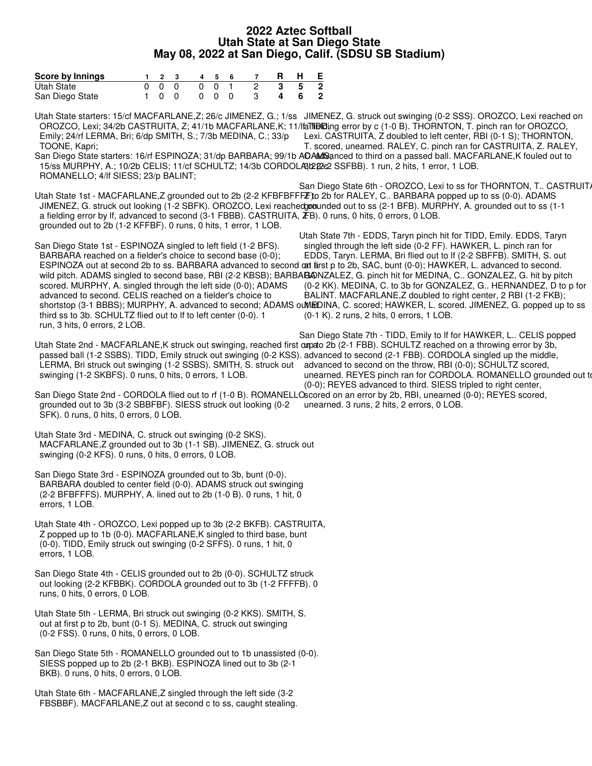# 2022 Aztec Softball
# Utah State at San Diego State
# May 08, 2022 at San Diego, Calif. (SDSU SB Stadium)

| Score by Innings | 1 | 2 | 3 | 4 | 5 | 6 | 7 | R | H | E |
|---|---|---|---|---|---|---|---|---|---|---|
| Utah State | 0 | 0 | 0 | 0 | 0 | 1 | 2 | **3** | **5** | **2** |
| San Diego State | 1 | 0 | 0 | 0 | 0 | 0 | 3 | **4** | **6** | **2** |

Utah State starters: 15/cf MACFARLANE,Z; 26/c JIMENEZ, G.; 1/ss OROZCO, Lexi; 34/2b CASTRUITA, Z; 41/1b MACFARLANE,K; 11/lf TIDD, Emily; 24/rf LERMA, Bri; 6/dp SMITH, S.; 7/3b MEDINA, C.; 33/p TOONE, Kapri;

San Diego State starters: 16/rf ESPINOZA; 31/dp BARBARA; 99/1b ADAMS; 15/ss MURPHY, A.; 10/2b CELIS; 11/cf SCHULTZ; 14/3b CORDOLA; 22/c ROMANELLO; 4/lf SIESS; 23/p BALINT;

Utah State 1st - MACFARLANE,Z grounded out to 2b (2-2 KFBFBFFF). JIMENEZ, G. struck out looking (1-2 SBFK). OROZCO, Lexi reached on a fielding error by lf, advanced to second (3-1 FBBB). CASTRUITA, Z grounded out to 2b (1-2 KFFBF). 0 runs, 0 hits, 1 error, 1 LOB.

San Diego State 1st - ESPINOZA singled to left field (1-2 BFS). BARBARA reached on a fielder's choice to second base (0-0); ESPINOZA out at second 2b to ss. BARBARA advanced to second on a wild pitch. ADAMS singled to second base, RBI (2-2 KBSB); BARBARA scored. MURPHY, A. singled through the left side (0-0); ADAMS advanced to second. CELIS reached on a fielder's choice to shortstop (3-1 BBBS); MURPHY, A. advanced to second; ADAMS out at third ss to 3b. SCHULTZ flied out to lf to left center (0-0). 1 run, 3 hits, 0 errors, 2 LOB.

Utah State 2nd - MACFARLANE,K struck out swinging, reached first on a passed ball (1-2 SSBS). TIDD, Emily struck out swinging (0-2 KSS). LERMA, Bri struck out swinging (1-2 SSBS). SMITH, S. struck out swinging (1-2 SKBFS). 0 runs, 0 hits, 0 errors, 1 LOB.

San Diego State 2nd - CORDOLA flied out to rf (1-0 B). ROMANELLO grounded out to 3b (3-2 SBBFBF). SIESS struck out looking (0-2 SFK). 0 runs, 0 hits, 0 errors, 0 LOB.

Utah State 3rd - MEDINA, C. struck out swinging (0-2 SKS). MACFARLANE,Z grounded out to 3b (1-1 SB). JIMENEZ, G. struck out swinging (0-2 KFS). 0 runs, 0 hits, 0 errors, 0 LOB.

San Diego State 3rd - ESPINOZA grounded out to 3b, bunt (0-0). BARBARA doubled to center field (0-0). ADAMS struck out swinging (2-2 BFBFFFS). MURPHY, A. lined out to 2b (1-0 B). 0 runs, 1 hit, 0 errors, 1 LOB.

Utah State 4th - OROZCO, Lexi popped up to 3b (2-2 BKFB). CASTRUITA, Z popped up to 1b (0-0). MACFARLANE,K singled to third base, bunt (0-0). TIDD, Emily struck out swinging (0-2 SFFS). 0 runs, 1 hit, 0 errors, 1 LOB.

San Diego State 4th - CELIS grounded out to 2b (0-0). SCHULTZ struck out looking (2-2 KFBBK). CORDOLA grounded out to 3b (1-2 FFFFB). 0 runs, 0 hits, 0 errors, 0 LOB.

Utah State 5th - LERMA, Bri struck out swinging (0-2 KKS). SMITH, S. out at first p to 2b, bunt (0-1 S). MEDINA, C. struck out swinging (0-2 FSS). 0 runs, 0 hits, 0 errors, 0 LOB.

San Diego State 5th - ROMANELLO grounded out to 1b unassisted (0-0). SIESS popped up to 2b (2-1 BKB). ESPINOZA lined out to 3b (2-1 BKB). 0 runs, 0 hits, 0 errors, 0 LOB.

Utah State 6th - MACFARLANE,Z singled through the left side (3-2 FBSBBF). MACFARLANE,Z out at second c to ss, caught stealing. JIMENEZ, G. struck out swinging (0-2 SSS). OROZCO, Lexi reached on a fielding error by c (1-0 B). THORNTON, T. pinch ran for OROZCO, Lexi. CASTRUITA, Z doubled to left center, RBI (0-1 S); THORNTON, T. scored, unearned. RALEY, C. pinch ran for CASTRUITA, Z. RALEY, C. advanced to third on a passed ball. MACFARLANE,K fouled out to 3b (2-2 SSFBB). 1 run, 2 hits, 1 error, 1 LOB.

San Diego State 6th - OROZCO, Lexi to ss for THORNTON, T.. CASTRUITA, Z to 2b for RALEY, C.. BARBARA popped up to ss (0-0). ADAMS grounded out to ss (2-1 BFB). MURPHY, A. grounded out to ss (1-1 FB). 0 runs, 0 hits, 0 errors, 0 LOB.

Utah State 7th - EDDS, Taryn pinch hit for TIDD, Emily. EDDS, Taryn singled through the left side (0-2 FF). HAWKER, L. pinch ran for EDDS, Taryn. LERMA, Bri flied out to lf (2-2 SBFFB). SMITH, S. out at first p to 2b, SAC, bunt (0-0); HAWKER, L. advanced to second. GONZALEZ, G. pinch hit for MEDINA, C.. GONZALEZ, G. hit by pitch (0-2 KK). MEDINA, C. to 3b for GONZALEZ, G.. HERNANDEZ, D to p for BALINT. MACFARLANE,Z doubled to right center, 2 RBI (1-2 FKB); MEDINA, C. scored; HAWKER, L. scored. JIMENEZ, G. popped up to ss (0-1 K). 2 runs, 2 hits, 0 errors, 1 LOB.

San Diego State 7th - TIDD, Emily to lf for HAWKER, L.. CELIS popped up to 2b (2-1 FBB). SCHULTZ reached on a throwing error by 3b, advanced to second (2-1 FBB). CORDOLA singled up the middle, advanced to second on the throw, RBI (0-0); SCHULTZ scored, unearned. REYES pinch ran for CORDOLA. ROMANELLO grounded out to (0-0); REYES advanced to third. SIESS tripled to right center, scored on an error by 2b, RBI (0-0); REYES scored, unearned. 3 runs, 2 hits, 2 errors, 0 LOB.